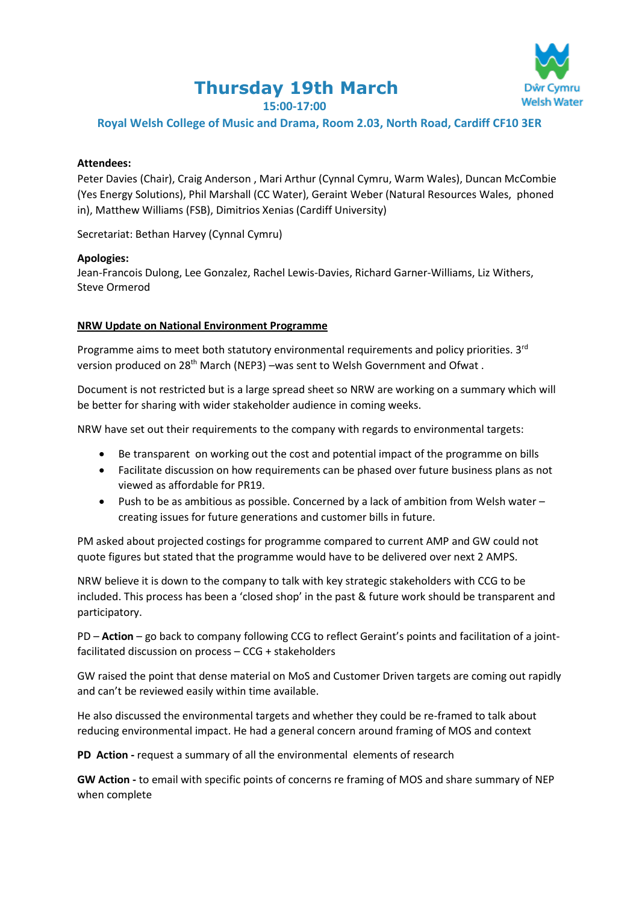# Thursday 19th March

**15:00-17:00**

**Royal Welsh College of Music and Drama, Room 2.03, North Road, Cardiff CF10 3ER**

**Attendees:**
Peter Davies (Chair), Craig Anderson , Mari Arthur (Cynnal Cymru, Warm Wales), Duncan McCombie (Yes Energy Solutions), Phil Marshall (CC Water), Geraint Weber (Natural Resources Wales, phoned in), Matthew Williams (FSB), Dimitrios Xenias (Cardiff University)

Secretariat: Bethan Harvey (Cynnal Cymru)

**Apologies:**
Jean-Francois Dulong, Lee Gonzalez, Rachel Lewis-Davies, Richard Garner-Williams, Liz Withers, Steve Ormerod

## NRW Update on National Environment Programme

Programme aims to meet both statutory environmental requirements and policy priorities. 3rd version produced on 28th March (NEP3) –was sent to Welsh Government and Ofwat .

Document is not restricted but is a large spread sheet so NRW are working on a summary which will be better for sharing with wider stakeholder audience in coming weeks.

NRW have set out their requirements to the company with regards to environmental targets:

- Be transparent on working out the cost and potential impact of the programme on bills
- Facilitate discussion on how requirements can be phased over future business plans as not viewed as affordable for PR19.
- Push to be as ambitious as possible. Concerned by a lack of ambition from Welsh water – creating issues for future generations and customer bills in future.

PM asked about projected costings for programme compared to current AMP and GW could not quote figures but stated that the programme would have to be delivered over next 2 AMPS.

NRW believe it is down to the company to talk with key strategic stakeholders with CCG to be included. This process has been a 'closed shop' in the past & future work should be transparent and participatory.

PD – **Action** – go back to company following CCG to reflect Geraint's points and facilitation of a joint-facilitated discussion on process – CCG + stakeholders

GW raised the point that dense material on MoS and Customer Driven targets are coming out rapidly and can't be reviewed easily within time available.

He also discussed the environmental targets and whether they could be re-framed to talk about reducing environmental impact. He had a general concern around framing of MOS and context

**PD Action -** request a summary of all the environmental elements of research

**GW Action -** to email with specific points of concerns re framing of MOS and share summary of NEP when complete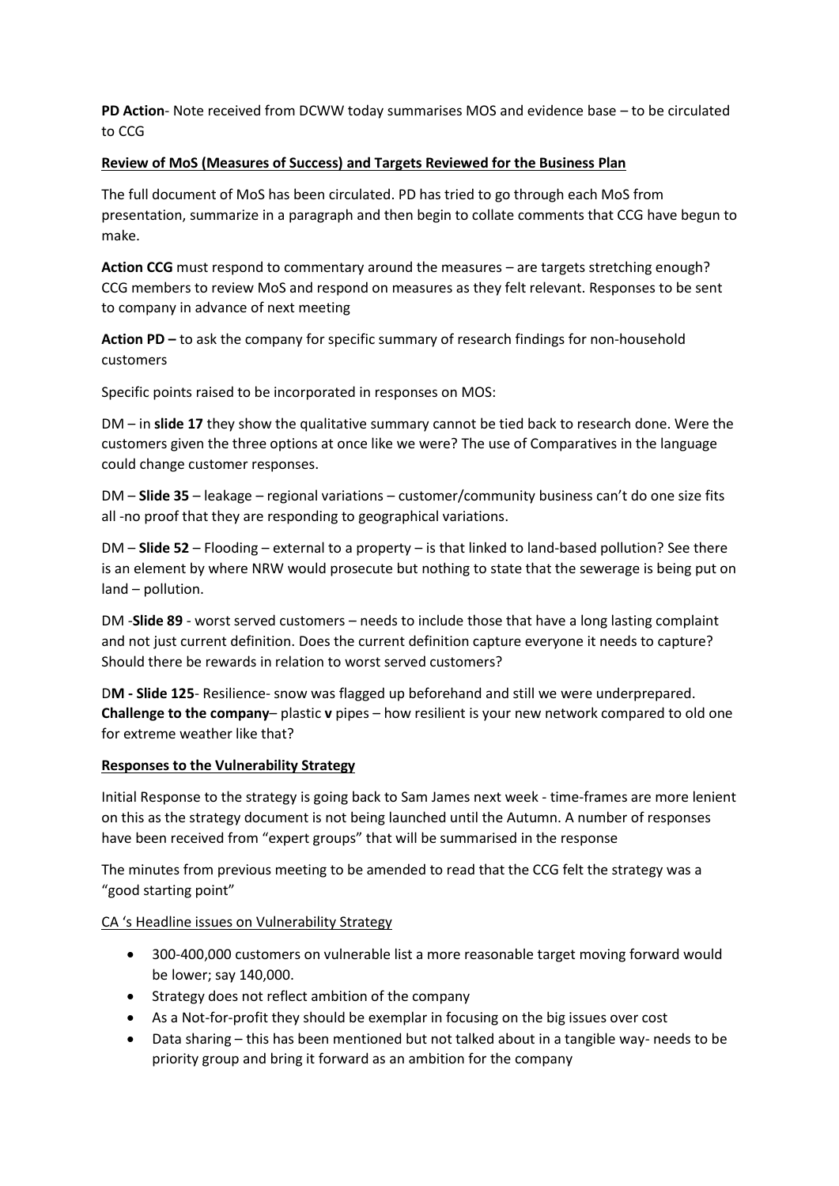**PD Action**- Note received from DCWW today summarises MOS and evidence base – to be circulated to CCG

**Review of MoS (Measures of Success) and Targets Reviewed for the Business Plan**

The full document of MoS has been circulated. PD has tried to go through each MoS from presentation, summarize in a paragraph and then begin to collate comments that CCG have begun to make.

**Action CCG** must respond to commentary around the measures – are targets stretching enough? CCG members to review MoS and respond on measures as they felt relevant. Responses to be sent to company in advance of next meeting

**Action PD –** to ask the company for specific summary of research findings for non-household customers

Specific points raised to be incorporated in responses on MOS:

DM – in **slide 17** they show the qualitative summary cannot be tied back to research done. Were the customers given the three options at once like we were? The use of Comparatives in the language could change customer responses.

DM – **Slide 35** – leakage – regional variations – customer/community business can't do one size fits all -no proof that they are responding to geographical variations.

DM – **Slide 52** – Flooding – external to a property – is that linked to land-based pollution? See there is an element by where NRW would prosecute but nothing to state that the sewerage is being put on land – pollution.

DM -**Slide 89** - worst served customers – needs to include those that have a long lasting complaint and not just current definition. Does the current definition capture everyone it needs to capture? Should there be rewards in relation to worst served customers?

D**M - Slide 125**- Resilience- snow was flagged up beforehand and still we were underprepared. **Challenge to the company**– plastic **v** pipes – how resilient is your new network compared to old one for extreme weather like that?

**Responses to the Vulnerability Strategy**

Initial Response to the strategy is going back to Sam James next week - time-frames are more lenient on this as the strategy document is not being launched until the Autumn. A number of responses have been received from "expert groups" that will be summarised in the response

The minutes from previous meeting to be amended to read that the CCG felt the strategy was a "good starting point"

CA 's Headline issues on Vulnerability Strategy

- 300-400,000 customers on vulnerable list a more reasonable target moving forward would be lower; say 140,000.
- Strategy does not reflect ambition of the company
- As a Not-for-profit they should be exemplar in focusing on the big issues over cost
- Data sharing – this has been mentioned but not talked about in a tangible way- needs to be priority group and bring it forward as an ambition for the company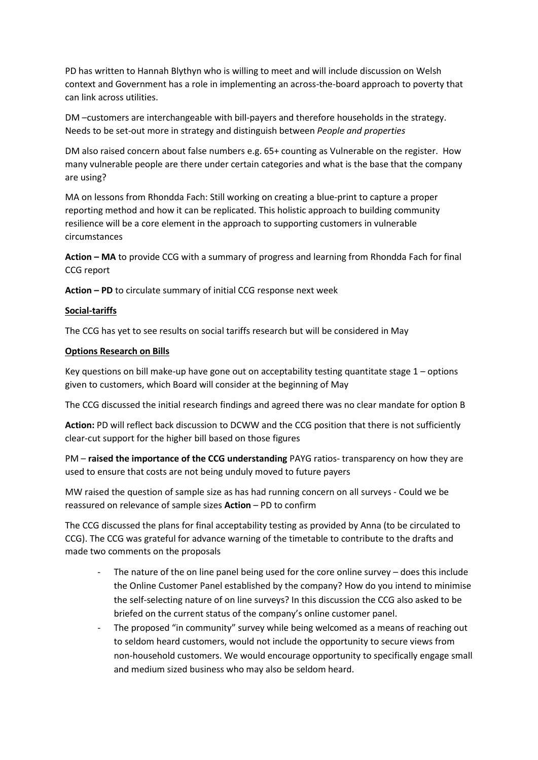PD has written to Hannah Blythyn who is willing to meet and will include discussion on Welsh context and Government has a role in implementing an across-the-board approach to poverty that can link across utilities.

DM –customers are interchangeable with bill-payers and therefore households in the strategy. Needs to be set-out more in strategy and distinguish between *People and properties*

DM also raised concern about false numbers e.g. 65+ counting as Vulnerable on the register. How many vulnerable people are there under certain categories and what is the base that the company are using?

MA on lessons from Rhondda Fach: Still working on creating a blue-print to capture a proper reporting method and how it can be replicated. This holistic approach to building community resilience will be a core element in the approach to supporting customers in vulnerable circumstances

**Action – MA** to provide CCG with a summary of progress and learning from Rhondda Fach for final CCG report

**Action – PD** to circulate summary of initial CCG response next week

**Social-tariffs**

The CCG has yet to see results on social tariffs research but will be considered in May

**Options Research on Bills**

Key questions on bill make-up have gone out on acceptability testing quantitate stage 1 – options given to customers, which Board will consider at the beginning of May

The CCG discussed the initial research findings and agreed there was no clear mandate for option B

**Action:** PD will reflect back discussion to DCWW and the CCG position that there is not sufficiently clear-cut support for the higher bill based on those figures

PM – **raised the importance of the CCG understanding** PAYG ratios- transparency on how they are used to ensure that costs are not being unduly moved to future payers

MW raised the question of sample size as has had running concern on all surveys - Could we be reassured on relevance of sample sizes **Action** – PD to confirm

The CCG discussed the plans for final acceptability testing as provided by Anna (to be circulated to CCG). The CCG was grateful for advance warning of the timetable to contribute to the drafts and made two comments on the proposals

- The nature of the on line panel being used for the core online survey – does this include the Online Customer Panel established by the company? How do you intend to minimise the self-selecting nature of on line surveys? In this discussion the CCG also asked to be briefed on the current status of the company's online customer panel.
- The proposed "in community" survey while being welcomed as a means of reaching out to seldom heard customers, would not include the opportunity to secure views from non-household customers. We would encourage opportunity to specifically engage small and medium sized business who may also be seldom heard.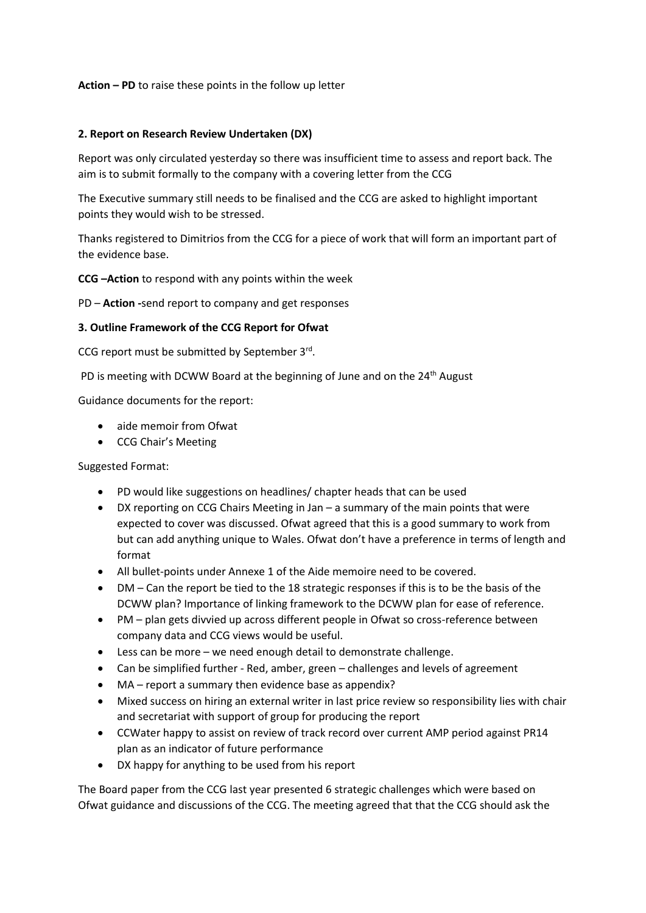**Action – PD** to raise these points in the follow up letter

**2. Report on Research Review Undertaken (DX)**

Report was only circulated yesterday so there was insufficient time to assess and report back. The aim is to submit formally to the company with a covering letter from the CCG

The Executive summary still needs to be finalised and the CCG are asked to highlight important points they would wish to be stressed.

Thanks registered to Dimitrios from the CCG for a piece of work that will form an important part of the evidence base.

**CCG –Action** to respond with any points within the week

PD – **Action -**send report to company and get responses

**3. Outline Framework of the CCG Report for Ofwat**

CCG report must be submitted by September 3rd.

PD is meeting with DCWW Board at the beginning of June and on the 24th August

Guidance documents for the report:

- aide memoir from Ofwat
- CCG Chair's Meeting

Suggested Format:

- PD would like suggestions on headlines/ chapter heads that can be used
- DX reporting on CCG Chairs Meeting in Jan – a summary of the main points that were expected to cover was discussed. Ofwat agreed that this is a good summary to work from but can add anything unique to Wales. Ofwat don't have a preference in terms of length and format
- All bullet-points under Annexe 1 of the Aide memoire need to be covered.
- DM – Can the report be tied to the 18 strategic responses if this is to be the basis of the DCWW plan? Importance of linking framework to the DCWW plan for ease of reference.
- PM – plan gets divvied up across different people in Ofwat so cross-reference between company data and CCG views would be useful.
- Less can be more – we need enough detail to demonstrate challenge.
- Can be simplified further - Red, amber, green – challenges and levels of agreement
- MA – report a summary then evidence base as appendix?
- Mixed success on hiring an external writer in last price review so responsibility lies with chair and secretariat with support of group for producing the report
- CCWater happy to assist on review of track record over current AMP period against PR14 plan as an indicator of future performance
- DX happy for anything to be used from his report

The Board paper from the CCG last year presented 6 strategic challenges which were based on Ofwat guidance and discussions of the CCG. The meeting agreed that that the CCG should ask the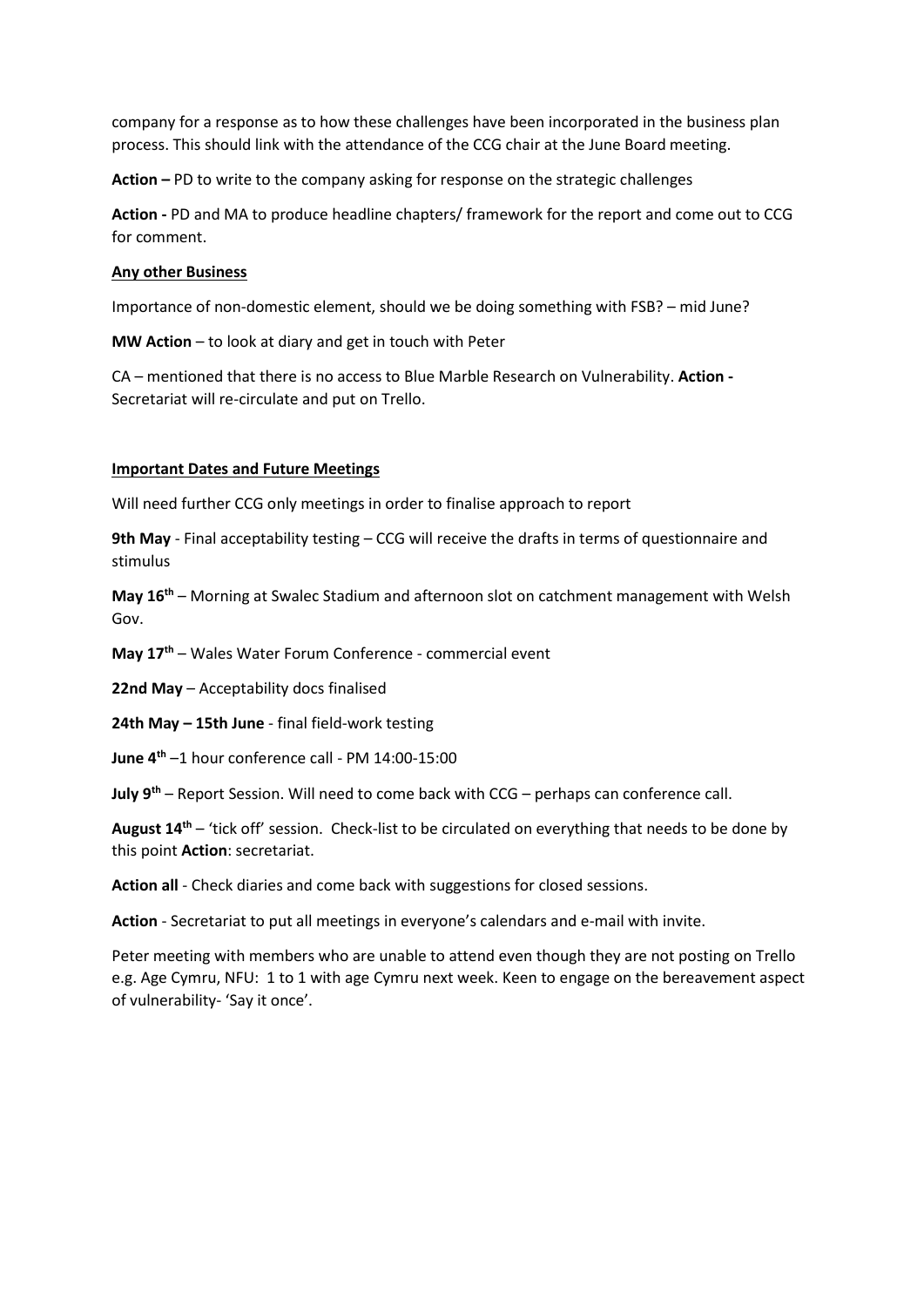company for a response as to how these challenges have been incorporated in the business plan process. This should link with the attendance of the CCG chair at the June Board meeting.

**Action –** PD to write to the company asking for response on the strategic challenges

**Action -** PD and MA to produce headline chapters/ framework for the report and come out to CCG for comment.

**Any other Business**

Importance of non-domestic element, should we be doing something with FSB? – mid June?

**MW Action** – to look at diary and get in touch with Peter

CA – mentioned that there is no access to Blue Marble Research on Vulnerability. **Action -** Secretariat will re-circulate and put on Trello.

**Important Dates and Future Meetings**

Will need further CCG only meetings in order to finalise approach to report

**9th May** - Final acceptability testing – CCG will receive the drafts in terms of questionnaire and stimulus

**May 16th** – Morning at Swalec Stadium and afternoon slot on catchment management with Welsh Gov.

**May 17th** – Wales Water Forum Conference - commercial event

**22nd May** – Acceptability docs finalised

**24th May – 15th June** - final field-work testing

**June 4th** –1 hour conference call - PM 14:00-15:00

**July 9th** – Report Session. Will need to come back with CCG – perhaps can conference call.

**August 14th** – 'tick off' session. Check-list to be circulated on everything that needs to be done by this point **Action**: secretariat.

**Action all** - Check diaries and come back with suggestions for closed sessions.

**Action** - Secretariat to put all meetings in everyone's calendars and e-mail with invite.

Peter meeting with members who are unable to attend even though they are not posting on Trello e.g. Age Cymru, NFU: 1 to 1 with age Cymru next week. Keen to engage on the bereavement aspect of vulnerability- 'Say it once'.